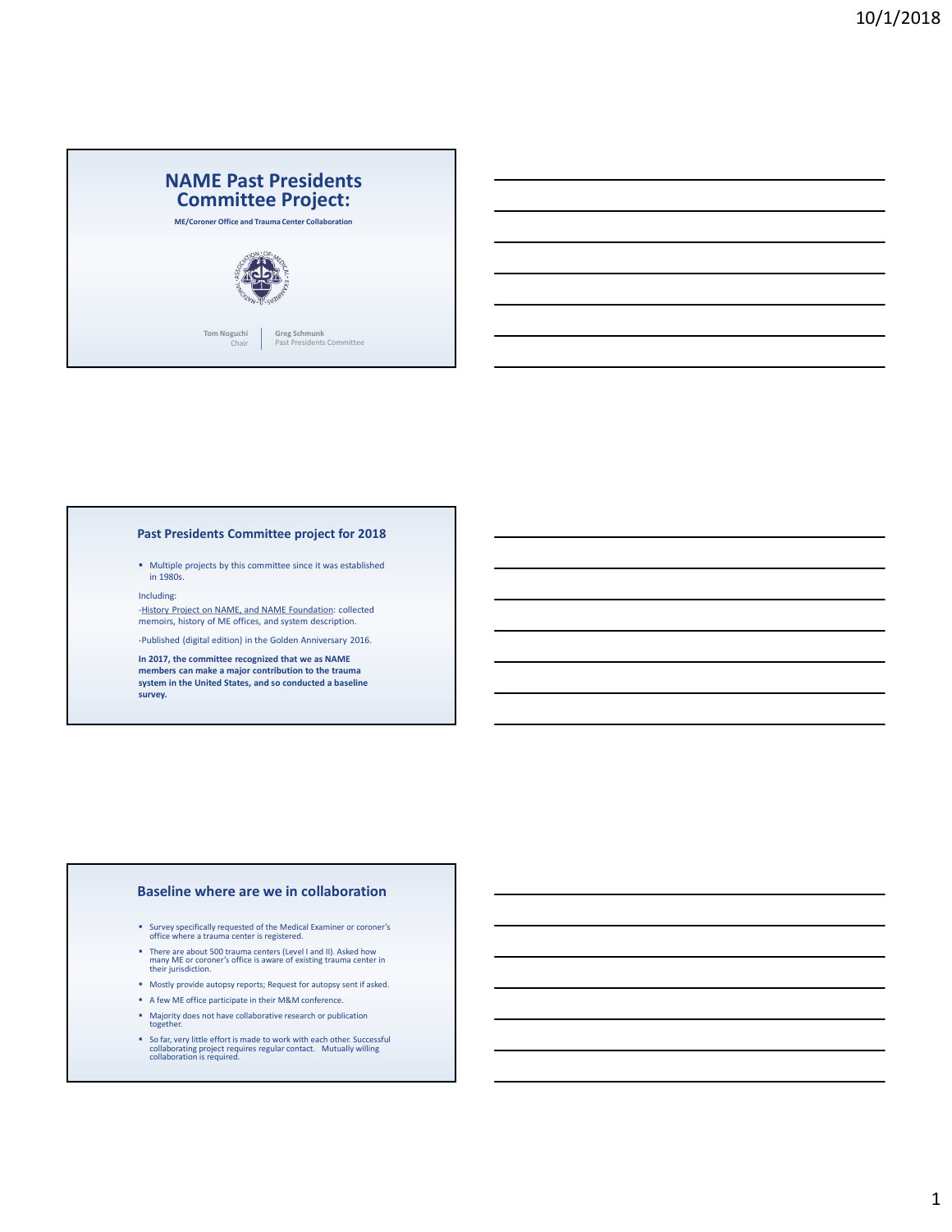# NAME Past Presidents Committee Project:

**ME/Coroner Office and Trauma Center Collaboration**

**Tom Noguchi**
Chair

**Greg Schmunk**
Past Presidents Committee

## Past Presidents Committee project for 2018

- Multiple projects by this committee since it was established in 1980s.

Including:

-History Project on NAME, and NAME Foundation: collected memoirs, history of ME offices, and system description.

-Published (digital edition) in the Golden Anniversary 2016.

**In 2017, the committee recognized that we as NAME members can make a major contribution to the trauma system in the United States, and so conducted a baseline survey.**

## Baseline where are we in collaboration

- Survey specifically requested of the Medical Examiner or coroner's office where a trauma center is registered.
- There are about 500 trauma centers (Level I and II). Asked how many ME or coroner's office is aware of existing trauma center in their jurisdiction.
- Mostly provide autopsy reports; Request for autopsy sent if asked.
- A few ME office participate in their M&M conference.
- Majority does not have collaborative research or publication together.
- So far, very little effort is made to work with each other. Successful collaborating project requires regular contact. Mutually willing collaboration is required.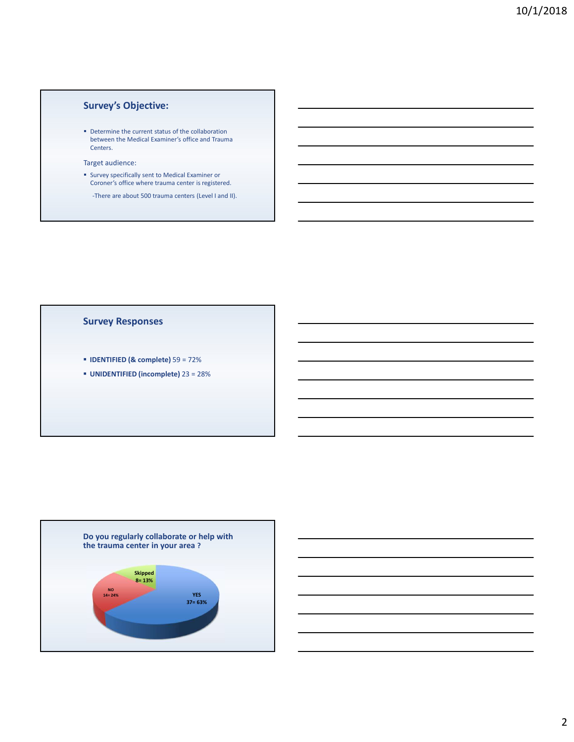## Survey's Objective:

- Determine the current status of the collaboration between the Medical Examiner's office and Trauma Centers.

Target audience:

- Survey specifically sent to Medical Examiner or Coroner's office where trauma center is registered.

  -There are about 500 trauma centers (Level I and II).

## Survey Responses

- **IDENTIFIED (& complete)** 59 = 72%
- **UNIDENTIFIED (incomplete)** 23 = 28%

## Do you regularly collaborate or help with the trauma center in your area ?

**Skipped** 8= 13%

**NO** 14= 24%

**YES** 37= 63%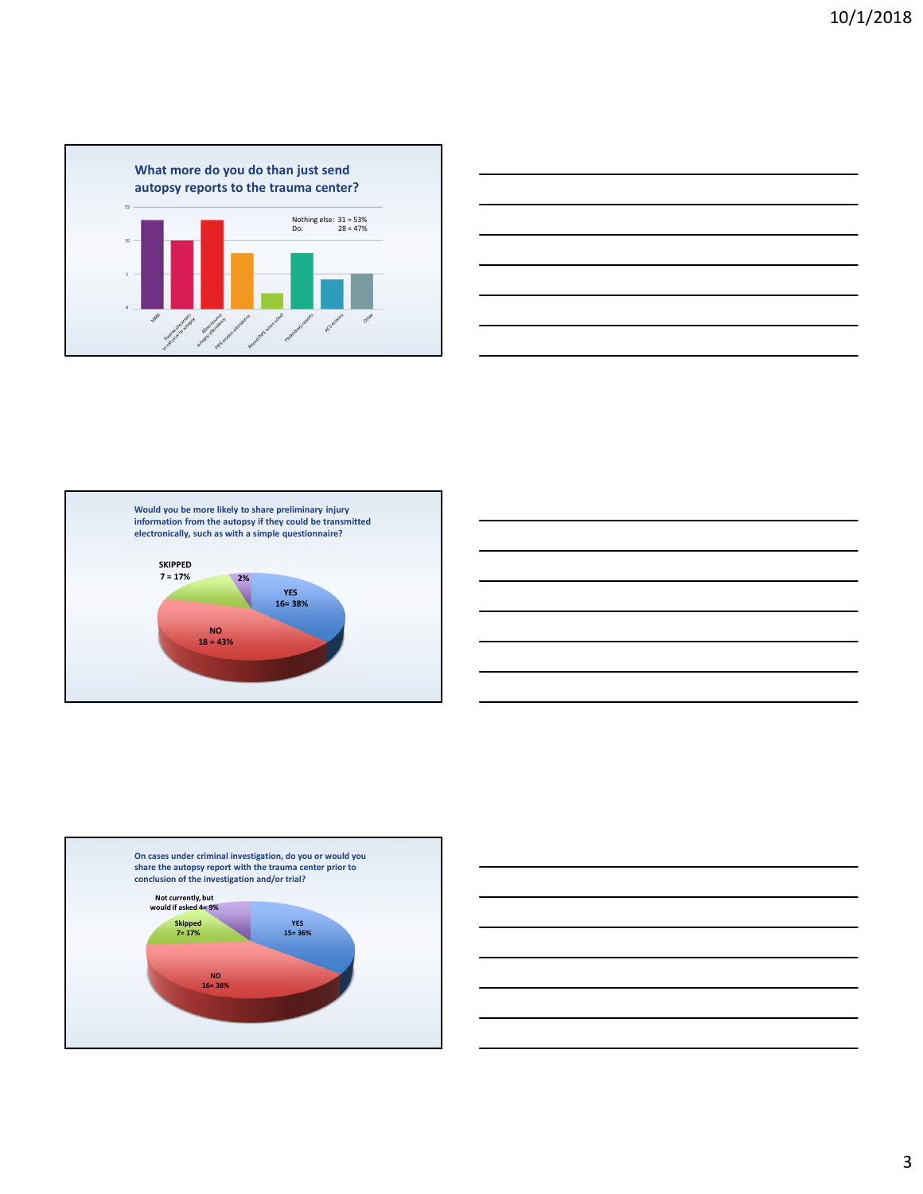## What more do you do than just send autopsy reports to the trauma center?

Nothing else: 31 = 53%
Do: 28 = 47%

| Category | Count |
|---|---|
| M&M | 13 |
| Trauma physician to call prior to autopsy | 10 |
| Allow trauma autopsy attendance | 13 |
| PIPS routine attendance | 8 |
| Attend PIPS when asked | 2 |
| Preliminary reports | 8 |
| ACS reviews | 4 |
| Other | 5 |

## Would you be more likely to share preliminary injury information from the autopsy if they could be transmitted electronically, such as with a simple questionnaire?

- YES 16= 38%
- NO 18 = 43%
- SKIPPED 7 = 17%
- 2%

## On cases under criminal investigation, do you or would you share the autopsy report with the trauma center prior to conclusion of the investigation and/or trial?

- YES 15= 36%
- NO 16= 38%
- Skipped 7= 17%
- Not currently, but would if asked 4= 9%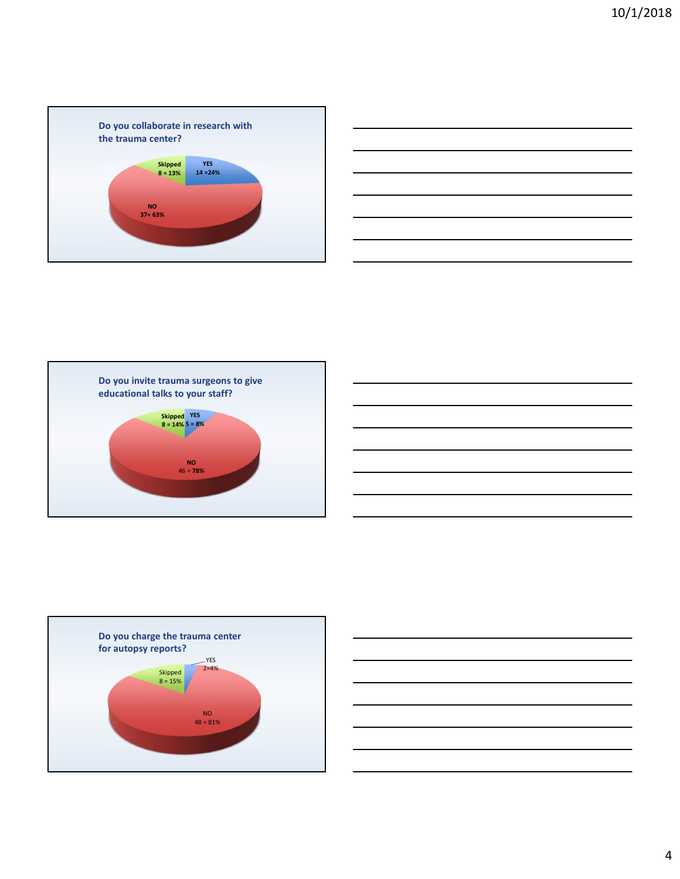## Do you collaborate in research with the trauma center?

- YES: 14 = 24%
- NO: 37 = 63%
- Skipped: 8 = 13%

## Do you invite trauma surgeons to give educational talks to your staff?

- YES: 5 = 8%
- NO: 46 = 78%
- Skipped: 8 = 14%

## Do you charge the trauma center for autopsy reports?

- YES: 2 = 4%
- NO: 48 = 81%
- Skipped: 8 = 15%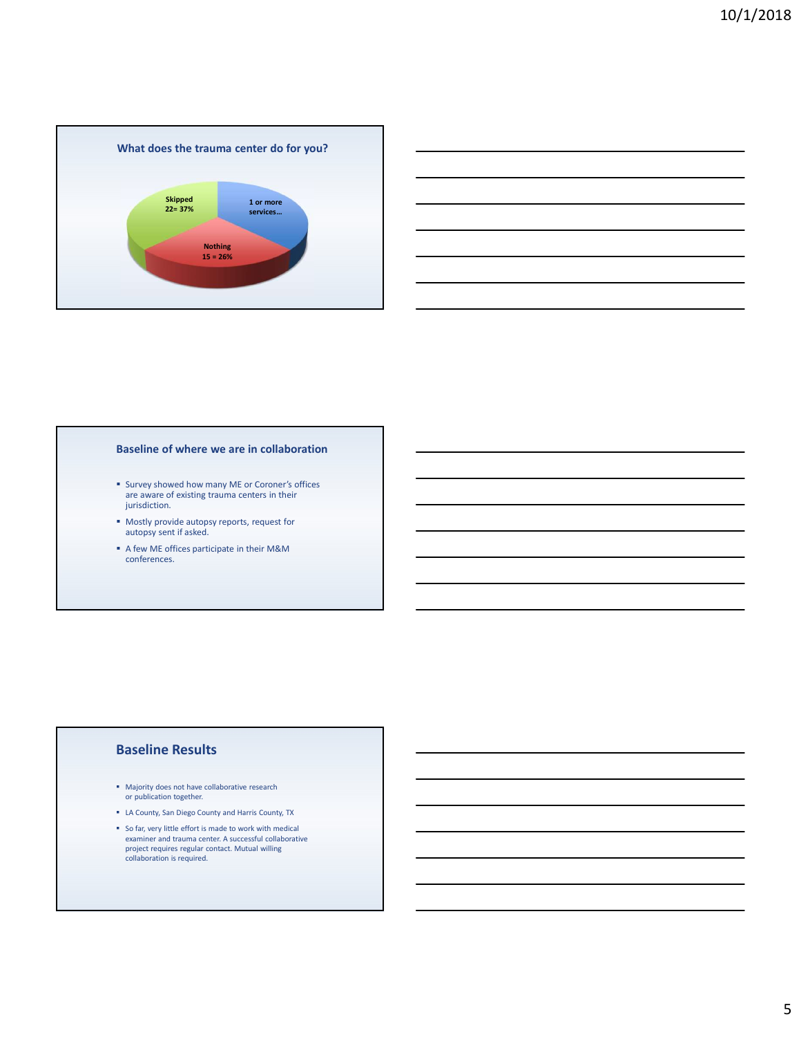## What does the trauma center do for you?

Skipped
22= 37%

1 or more
services…

Nothing
15 = 26%

## Baseline of where we are in collaboration

- Survey showed how many ME or Coroner's offices are aware of existing trauma centers in their jurisdiction.
- Mostly provide autopsy reports, request for autopsy sent if asked.
- A few ME offices participate in their M&M conferences.

## Baseline Results

- Majority does not have collaborative research or publication together.
- LA County, San Diego County and Harris County, TX
- So far, very little effort is made to work with medical examiner and trauma center. A successful collaborative project requires regular contact. Mutual willing collaboration is required.